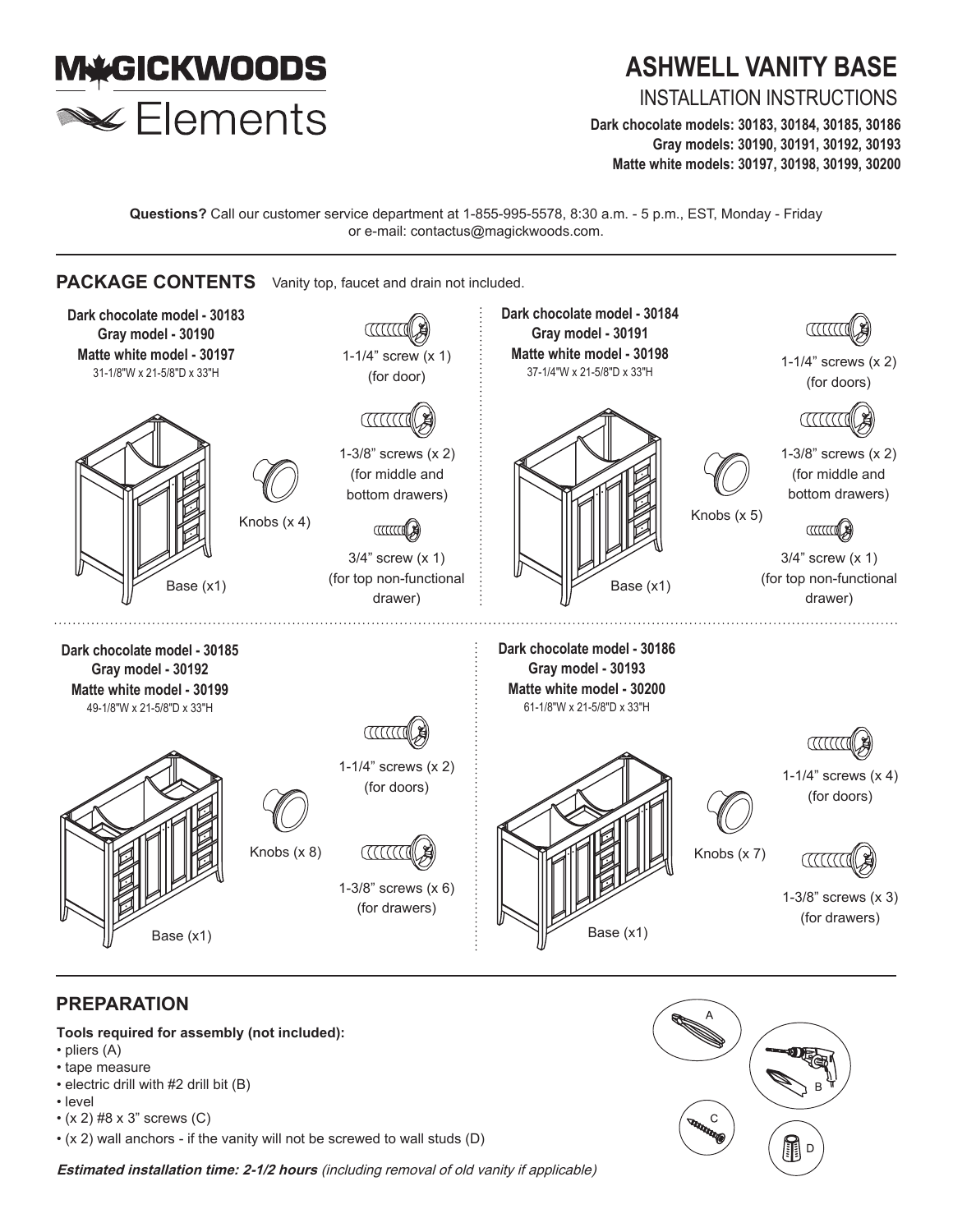MAGICKWOODS
Elements

# ASHWELL VANITY BASE

## INSTALLATION INSTRUCTIONS

**Dark chocolate models: 30183, 30184, 30185, 30186**
**Gray models: 30190, 30191, 30192, 30193**
**Matte white models: 30197, 30198, 30199, 30200**

**Questions?** Call our customer service department at 1-855-995-5578, 8:30 a.m. - 5 p.m., EST, Monday - Friday or e-mail: contactus@magickwoods.com.

## PACKAGE CONTENTS

Vanity top, faucet and drain not included.

**Dark chocolate model - 30183**
**Gray model - 30190**
**Matte white model - 30197**
31-1/8"W x 21-5/8"D x 33"H

- Base (x1)
- Knobs (x 4)
- 1-1/4" screw (x 1) (for door)
- 1-3/8" screws (x 2) (for middle and bottom drawers)
- 3/4" screw (x 1) (for top non-functional drawer)

**Dark chocolate model - 30184**
**Gray model - 30191**
**Matte white model - 30198**
37-1/4"W x 21-5/8"D x 33"H

- Base (x1)
- Knobs (x 5)
- 1-1/4" screws (x 2) (for doors)
- 1-3/8" screws (x 2) (for middle and bottom drawers)
- 3/4" screw (x 1) (for top non-functional drawer)

**Dark chocolate model - 30185**
**Gray model - 30192**
**Matte white model - 30199**
49-1/8"W x 21-5/8"D x 33"H

- Base (x1)
- Knobs (x 8)
- 1-1/4" screws (x 2) (for doors)
- 1-3/8" screws (x 6) (for drawers)

**Dark chocolate model - 30186**
**Gray model - 30193**
**Matte white model - 30200**
61-1/8"W x 21-5/8"D x 33"H

- Base (x1)
- Knobs (x 7)
- 1-1/4" screws (x 4) (for doors)
- 1-3/8" screws (x 3) (for drawers)

## PREPARATION

**Tools required for assembly (not included):**

- pliers (A)
- tape measure
- electric drill with #2 drill bit (B)
- level
- (x 2) #8 x 3" screws (C)
- (x 2) wall anchors - if the vanity will not be screwed to wall studs (D)

***Estimated installation time: 2-1/2 hours*** *(including removal of old vanity if applicable)*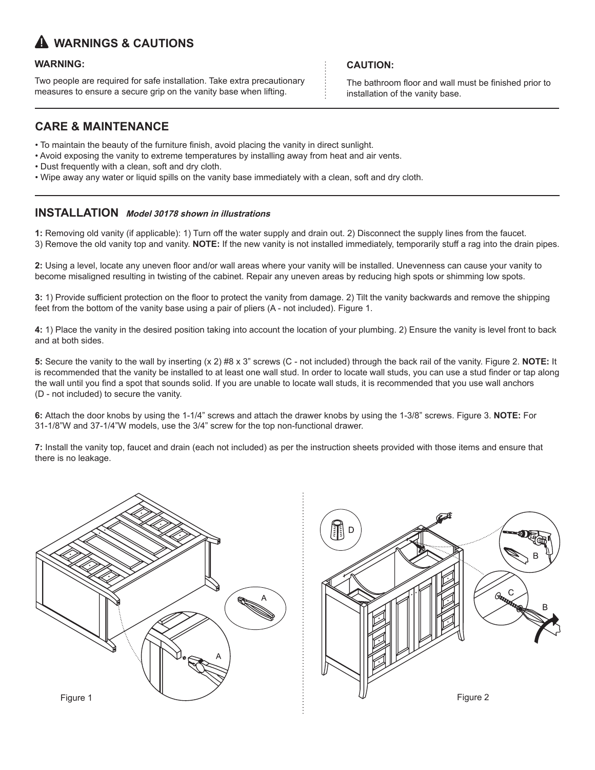## ⚠ WARNINGS & CAUTIONS

**WARNING:**

Two people are required for safe installation. Take extra precautionary measures to ensure a secure grip on the vanity base when lifting.

**CAUTION:**

The bathroom floor and wall must be finished prior to installation of the vanity base.

## CARE & MAINTENANCE

- To maintain the beauty of the furniture finish, avoid placing the vanity in direct sunlight.
- Avoid exposing the vanity to extreme temperatures by installing away from heat and air vents.
- Dust frequently with a clean, soft and dry cloth.
- Wipe away any water or liquid spills on the vanity base immediately with a clean, soft and dry cloth.

## INSTALLATION *Model 30178 shown in illustrations*

**1:** Removing old vanity (if applicable): 1) Turn off the water supply and drain out. 2) Disconnect the supply lines from the faucet. 3) Remove the old vanity top and vanity. **NOTE:** If the new vanity is not installed immediately, temporarily stuff a rag into the drain pipes.

**2:** Using a level, locate any uneven floor and/or wall areas where your vanity will be installed. Unevenness can cause your vanity to become misaligned resulting in twisting of the cabinet. Repair any uneven areas by reducing high spots or shimming low spots.

**3:** 1) Provide sufficient protection on the floor to protect the vanity from damage. 2) Tilt the vanity backwards and remove the shipping feet from the bottom of the vanity base using a pair of pliers (A - not included). Figure 1.

**4:** 1) Place the vanity in the desired position taking into account the location of your plumbing. 2) Ensure the vanity is level front to back and at both sides.

**5:** Secure the vanity to the wall by inserting (x 2) #8 x 3" screws (C - not included) through the back rail of the vanity. Figure 2. **NOTE:** It is recommended that the vanity be installed to at least one wall stud. In order to locate wall studs, you can use a stud finder or tap along the wall until you find a spot that sounds solid. If you are unable to locate wall studs, it is recommended that you use wall anchors (D - not included) to secure the vanity.

**6:** Attach the door knobs by using the 1-1/4" screws and attach the drawer knobs by using the 1-3/8" screws. Figure 3. **NOTE:** For 31-1/8"W and 37-1/4"W models, use the 3/4" screw for the top non-functional drawer.

**7:** Install the vanity top, faucet and drain (each not included) as per the instruction sheets provided with those items and ensure that there is no leakage.

Figure 1

Figure 2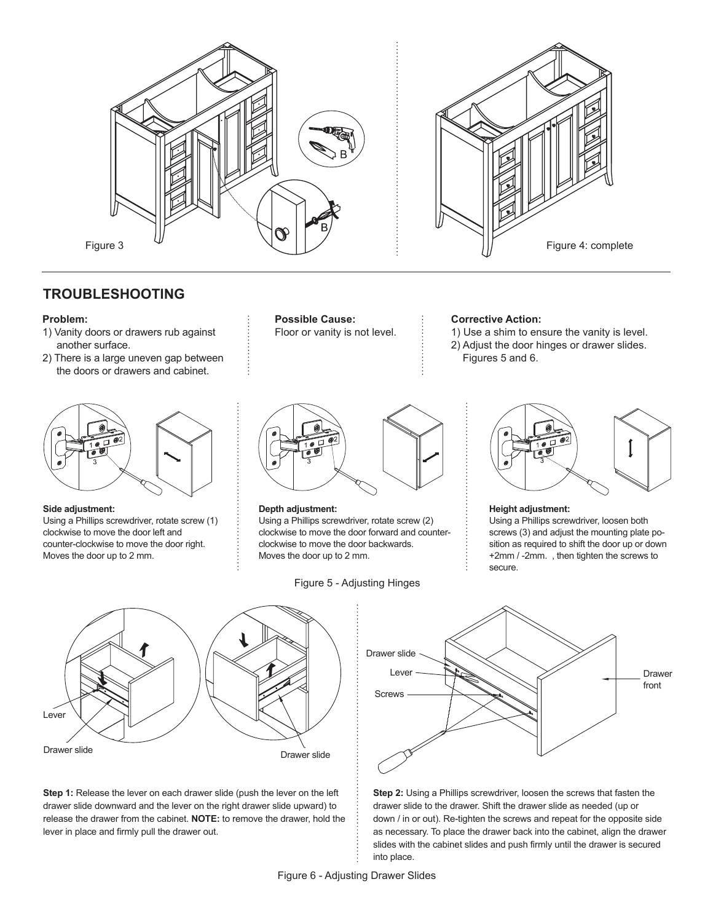Figure 3

Figure 4: complete

## TROUBLESHOOTING

| Problem: | Possible Cause: | Corrective Action: |
| --- | --- | --- |
| 1) Vanity doors or drawers rub against another surface.<br>2) There is a large uneven gap between the doors or drawers and cabinet. | Floor or vanity is not level. | 1) Use a shim to ensure the vanity is level.<br>2) Adjust the door hinges or drawer slides. Figures 5 and 6. |

**Side adjustment:**
Using a Phillips screwdriver, rotate screw (1) clockwise to move the door left and counter-clockwise to move the door right. Moves the door up to 2 mm.

**Depth adjustment:**
Using a Phillips screwdriver, rotate screw (2) clockwise to move the door forward and counter-clockwise to move the door backwards. Moves the door up to 2 mm.

**Height adjustment:**
Using a Phillips screwdriver, loosen both screws (3) and adjust the mounting plate position as required to shift the door up or down +2mm / -2mm. , then tighten the screws to secure.

Figure 5 - Adjusting Hinges

**Step 1:** Release the lever on each drawer slide (push the lever on the left drawer slide downward and the lever on the right drawer slide upward) to release the drawer from the cabinet. **NOTE:** to remove the drawer, hold the lever in place and firmly pull the drawer out.

**Step 2:** Using a Phillips screwdriver, loosen the screws that fasten the drawer slide to the drawer. Shift the drawer slide as needed (up or down / in or out). Re-tighten the screws and repeat for the opposite side as necessary. To place the drawer back into the cabinet, align the drawer slides with the cabinet slides and push firmly until the drawer is secured into place.

Figure 6 - Adjusting Drawer Slides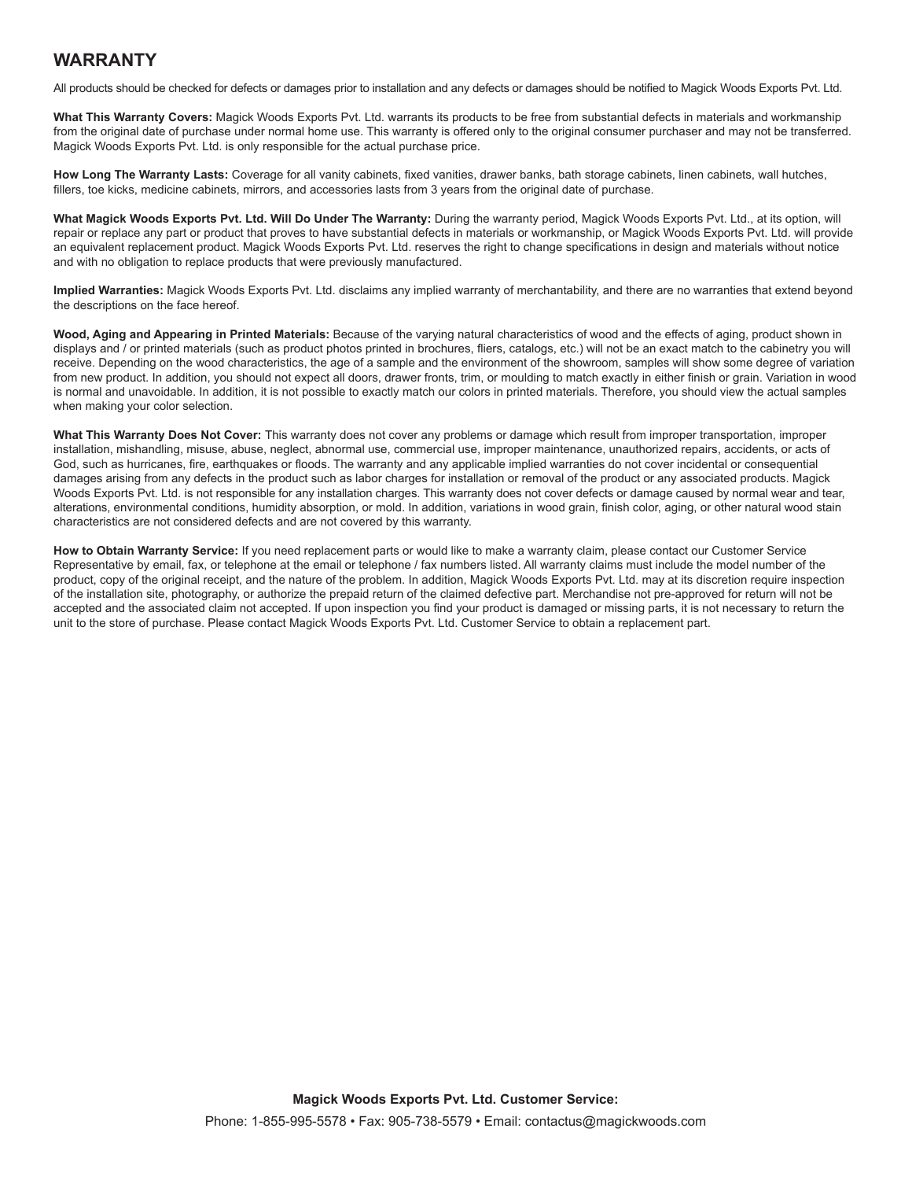## WARRANTY

All products should be checked for defects or damages prior to installation and any defects or damages should be notified to Magick Woods Exports Pvt. Ltd.

**What This Warranty Covers:** Magick Woods Exports Pvt. Ltd. warrants its products to be free from substantial defects in materials and workmanship from the original date of purchase under normal home use. This warranty is offered only to the original consumer purchaser and may not be transferred. Magick Woods Exports Pvt. Ltd. is only responsible for the actual purchase price.

**How Long The Warranty Lasts:** Coverage for all vanity cabinets, fixed vanities, drawer banks, bath storage cabinets, linen cabinets, wall hutches, fillers, toe kicks, medicine cabinets, mirrors, and accessories lasts from 3 years from the original date of purchase.

**What Magick Woods Exports Pvt. Ltd. Will Do Under The Warranty:** During the warranty period, Magick Woods Exports Pvt. Ltd., at its option, will repair or replace any part or product that proves to have substantial defects in materials or workmanship, or Magick Woods Exports Pvt. Ltd. will provide an equivalent replacement product. Magick Woods Exports Pvt. Ltd. reserves the right to change specifications in design and materials without notice and with no obligation to replace products that were previously manufactured.

**Implied Warranties:** Magick Woods Exports Pvt. Ltd. disclaims any implied warranty of merchantability, and there are no warranties that extend beyond the descriptions on the face hereof.

**Wood, Aging and Appearing in Printed Materials:** Because of the varying natural characteristics of wood and the effects of aging, product shown in displays and / or printed materials (such as product photos printed in brochures, fliers, catalogs, etc.) will not be an exact match to the cabinetry you will receive. Depending on the wood characteristics, the age of a sample and the environment of the showroom, samples will show some degree of variation from new product. In addition, you should not expect all doors, drawer fronts, trim, or moulding to match exactly in either finish or grain. Variation in wood is normal and unavoidable. In addition, it is not possible to exactly match our colors in printed materials. Therefore, you should view the actual samples when making your color selection.

**What This Warranty Does Not Cover:** This warranty does not cover any problems or damage which result from improper transportation, improper installation, mishandling, misuse, abuse, neglect, abnormal use, commercial use, improper maintenance, unauthorized repairs, accidents, or acts of God, such as hurricanes, fire, earthquakes or floods. The warranty and any applicable implied warranties do not cover incidental or consequential damages arising from any defects in the product such as labor charges for installation or removal of the product or any associated products. Magick Woods Exports Pvt. Ltd. is not responsible for any installation charges. This warranty does not cover defects or damage caused by normal wear and tear, alterations, environmental conditions, humidity absorption, or mold. In addition, variations in wood grain, finish color, aging, or other natural wood stain characteristics are not considered defects and are not covered by this warranty.

**How to Obtain Warranty Service:** If you need replacement parts or would like to make a warranty claim, please contact our Customer Service Representative by email, fax, or telephone at the email or telephone / fax numbers listed. All warranty claims must include the model number of the product, copy of the original receipt, and the nature of the problem. In addition, Magick Woods Exports Pvt. Ltd. may at its discretion require inspection of the installation site, photography, or authorize the prepaid return of the claimed defective part. Merchandise not pre-approved for return will not be accepted and the associated claim not accepted. If upon inspection you find your product is damaged or missing parts, it is not necessary to return the unit to the store of purchase. Please contact Magick Woods Exports Pvt. Ltd. Customer Service to obtain a replacement part.

**Magick Woods Exports Pvt. Ltd. Customer Service:**

Phone: 1-855-995-5578 • Fax: 905-738-5579 • Email: contactus@magickwoods.com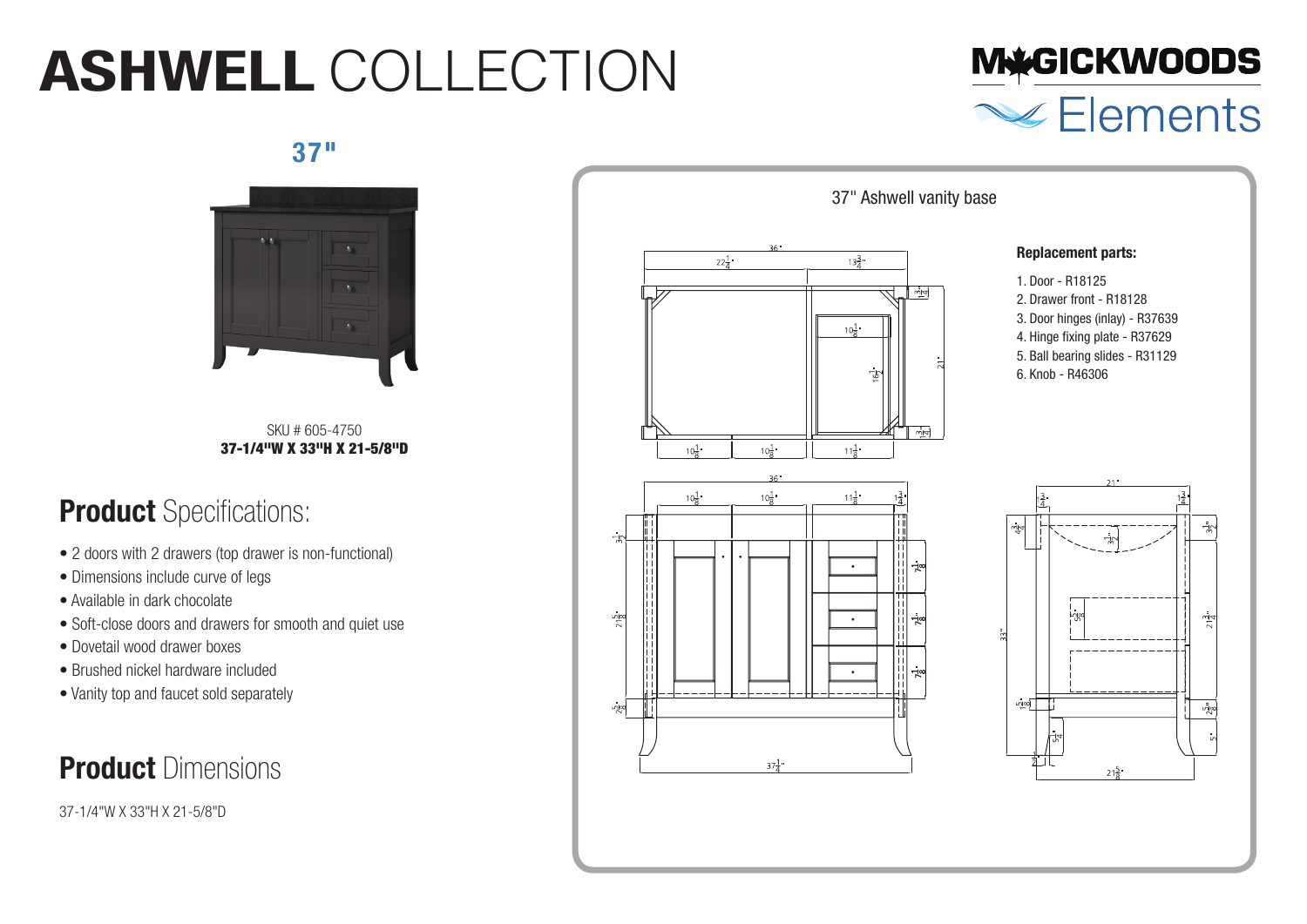# **ASHWELL** COLLECTION

MAGICKWOODS Elements

## 37"

SKU # 605-4750
**37-1/4"W X 33"H X 21-5/8"D**

## **Product** Specifications:

- 2 doors with 2 drawers (top drawer is non-functional)
- Dimensions include curve of legs
- Available in dark chocolate
- Soft-close doors and drawers for smooth and quiet use
- Dovetail wood drawer boxes
- Brushed nickel hardware included
- Vanity top and faucet sold separately

## **Product** Dimensions

37-1/4"W X 33"H X 21-5/8"D

37" Ashwell vanity base

**Replacement parts:**

1. Door - R18125
2. Drawer front - R18128
3. Door hinges (inlay) - R37639
4. Hinge fixing plate - R37629
5. Ball bearing slides - R31129
6. Knob - R46306